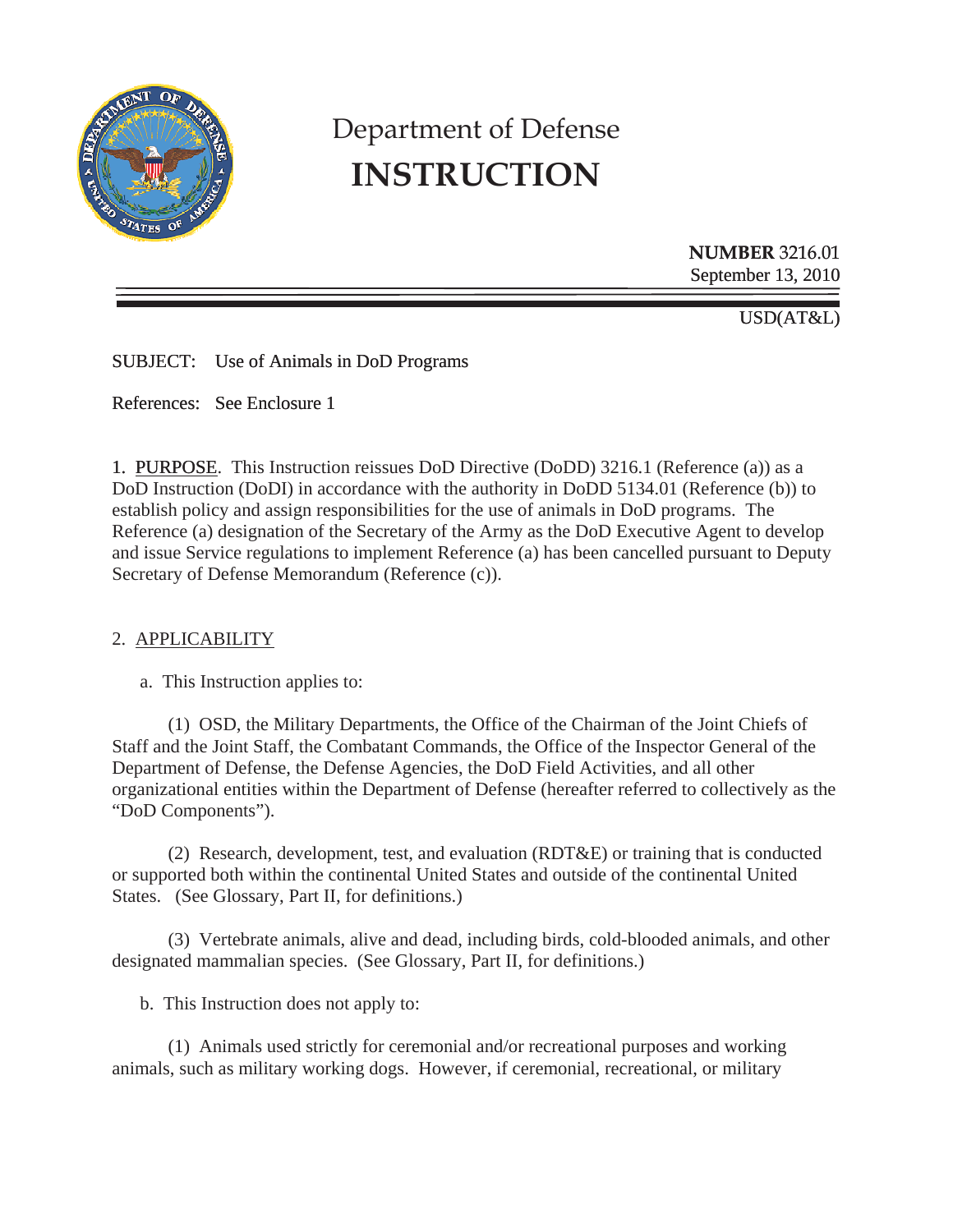# Department of Defense
# INSTRUCTION

**NUMBER** 3216.01
September 13, 2010

USD(AT&L)

SUBJECT: Use of Animals in DoD Programs

References: See Enclosure 1

1. PURPOSE. This Instruction reissues DoD Directive (DoDD) 3216.1 (Reference (a)) as a DoD Instruction (DoDI) in accordance with the authority in DoDD 5134.01 (Reference (b)) to establish policy and assign responsibilities for the use of animals in DoD programs. The Reference (a) designation of the Secretary of the Army as the DoD Executive Agent to develop and issue Service regulations to implement Reference (a) has been cancelled pursuant to Deputy Secretary of Defense Memorandum (Reference (c)).

2. APPLICABILITY

a. This Instruction applies to:

(1) OSD, the Military Departments, the Office of the Chairman of the Joint Chiefs of Staff and the Joint Staff, the Combatant Commands, the Office of the Inspector General of the Department of Defense, the Defense Agencies, the DoD Field Activities, and all other organizational entities within the Department of Defense (hereafter referred to collectively as the "DoD Components").

(2) Research, development, test, and evaluation (RDT&E) or training that is conducted or supported both within the continental United States and outside of the continental United States. (See Glossary, Part II, for definitions.)

(3) Vertebrate animals, alive and dead, including birds, cold-blooded animals, and other designated mammalian species. (See Glossary, Part II, for definitions.)

b. This Instruction does not apply to:

(1) Animals used strictly for ceremonial and/or recreational purposes and working animals, such as military working dogs. However, if ceremonial, recreational, or military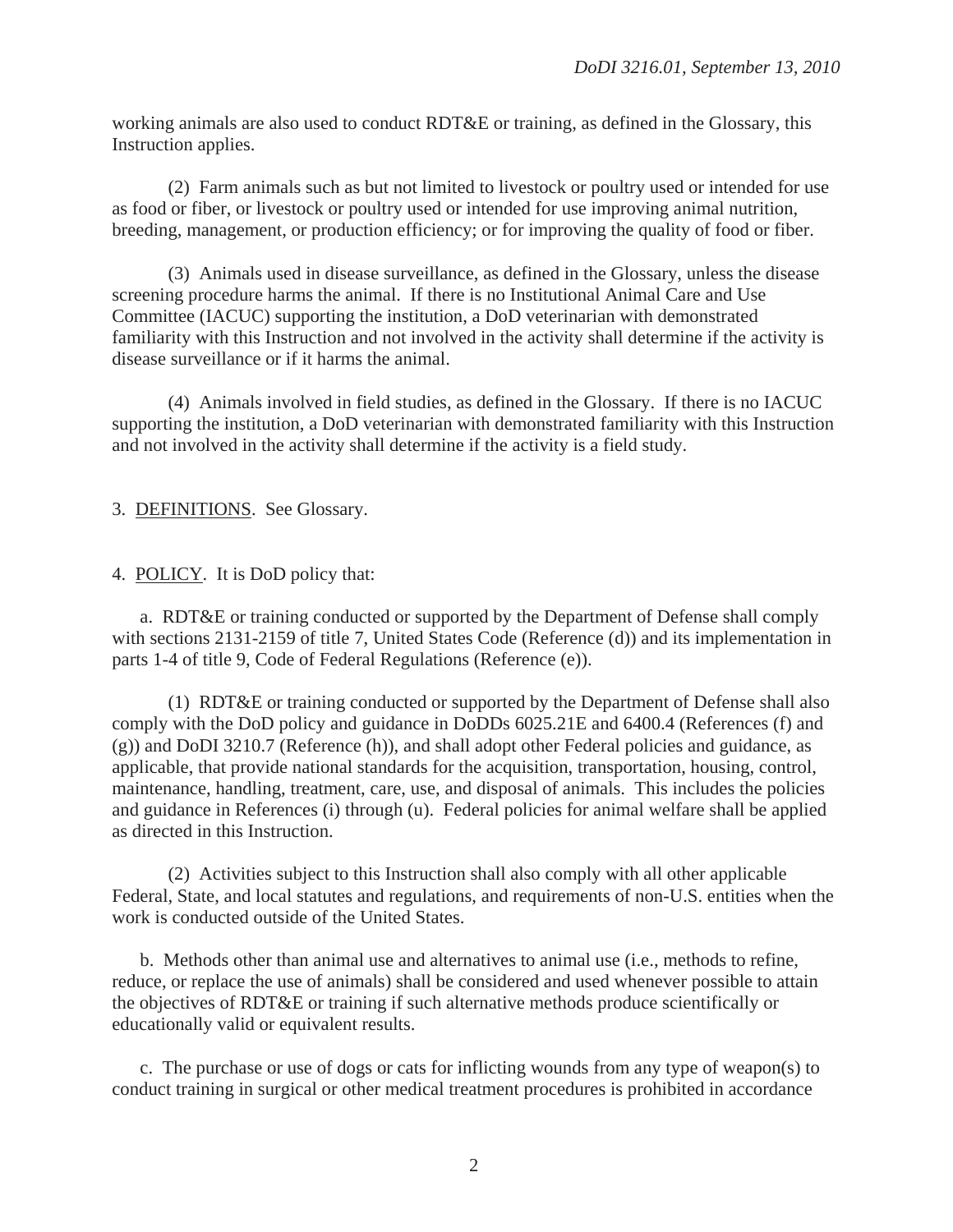working animals are also used to conduct RDT&E or training, as defined in the Glossary, this Instruction applies.

(2) Farm animals such as but not limited to livestock or poultry used or intended for use as food or fiber, or livestock or poultry used or intended for use improving animal nutrition, breeding, management, or production efficiency; or for improving the quality of food or fiber.

(3) Animals used in disease surveillance, as defined in the Glossary, unless the disease screening procedure harms the animal. If there is no Institutional Animal Care and Use Committee (IACUC) supporting the institution, a DoD veterinarian with demonstrated familiarity with this Instruction and not involved in the activity shall determine if the activity is disease surveillance or if it harms the animal.

(4) Animals involved in field studies, as defined in the Glossary. If there is no IACUC supporting the institution, a DoD veterinarian with demonstrated familiarity with this Instruction and not involved in the activity shall determine if the activity is a field study.

3. DEFINITIONS. See Glossary.

4. POLICY. It is DoD policy that:

a. RDT&E or training conducted or supported by the Department of Defense shall comply with sections 2131-2159 of title 7, United States Code (Reference (d)) and its implementation in parts 1-4 of title 9, Code of Federal Regulations (Reference (e)).

(1) RDT&E or training conducted or supported by the Department of Defense shall also comply with the DoD policy and guidance in DoDDs 6025.21E and 6400.4 (References (f) and (g)) and DoDI 3210.7 (Reference (h)), and shall adopt other Federal policies and guidance, as applicable, that provide national standards for the acquisition, transportation, housing, control, maintenance, handling, treatment, care, use, and disposal of animals. This includes the policies and guidance in References (i) through (u). Federal policies for animal welfare shall be applied as directed in this Instruction.

(2) Activities subject to this Instruction shall also comply with all other applicable Federal, State, and local statutes and regulations, and requirements of non-U.S. entities when the work is conducted outside of the United States.

b. Methods other than animal use and alternatives to animal use (i.e., methods to refine, reduce, or replace the use of animals) shall be considered and used whenever possible to attain the objectives of RDT&E or training if such alternative methods produce scientifically or educationally valid or equivalent results.

c. The purchase or use of dogs or cats for inflicting wounds from any type of weapon(s) to conduct training in surgical or other medical treatment procedures is prohibited in accordance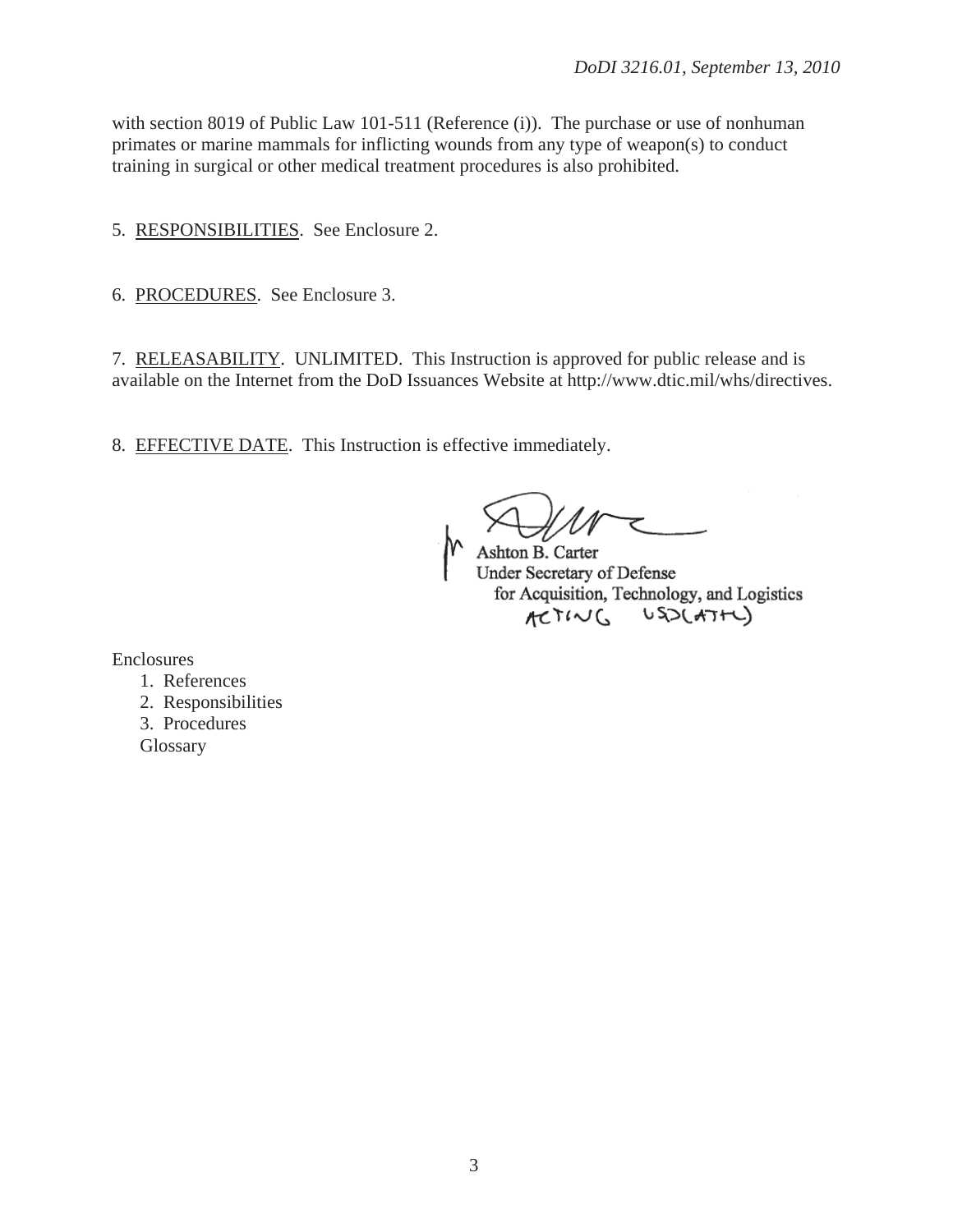with section 8019 of Public Law 101-511 (Reference (i)). The purchase or use of nonhuman primates or marine mammals for inflicting wounds from any type of weapon(s) to conduct training in surgical or other medical treatment procedures is also prohibited.

5. RESPONSIBILITIES. See Enclosure 2.

6. PROCEDURES. See Enclosure 3.

7. RELEASABILITY. UNLIMITED. This Instruction is approved for public release and is available on the Internet from the DoD Issuances Website at http://www.dtic.mil/whs/directives.

8. EFFECTIVE DATE. This Instruction is effective immediately.

Ashton B. Carter
Under Secretary of Defense
for Acquisition, Technology, and Logistics
ACTING USD(AT&L)

Enclosures
1. References
2. Responsibilities
3. Procedures
Glossary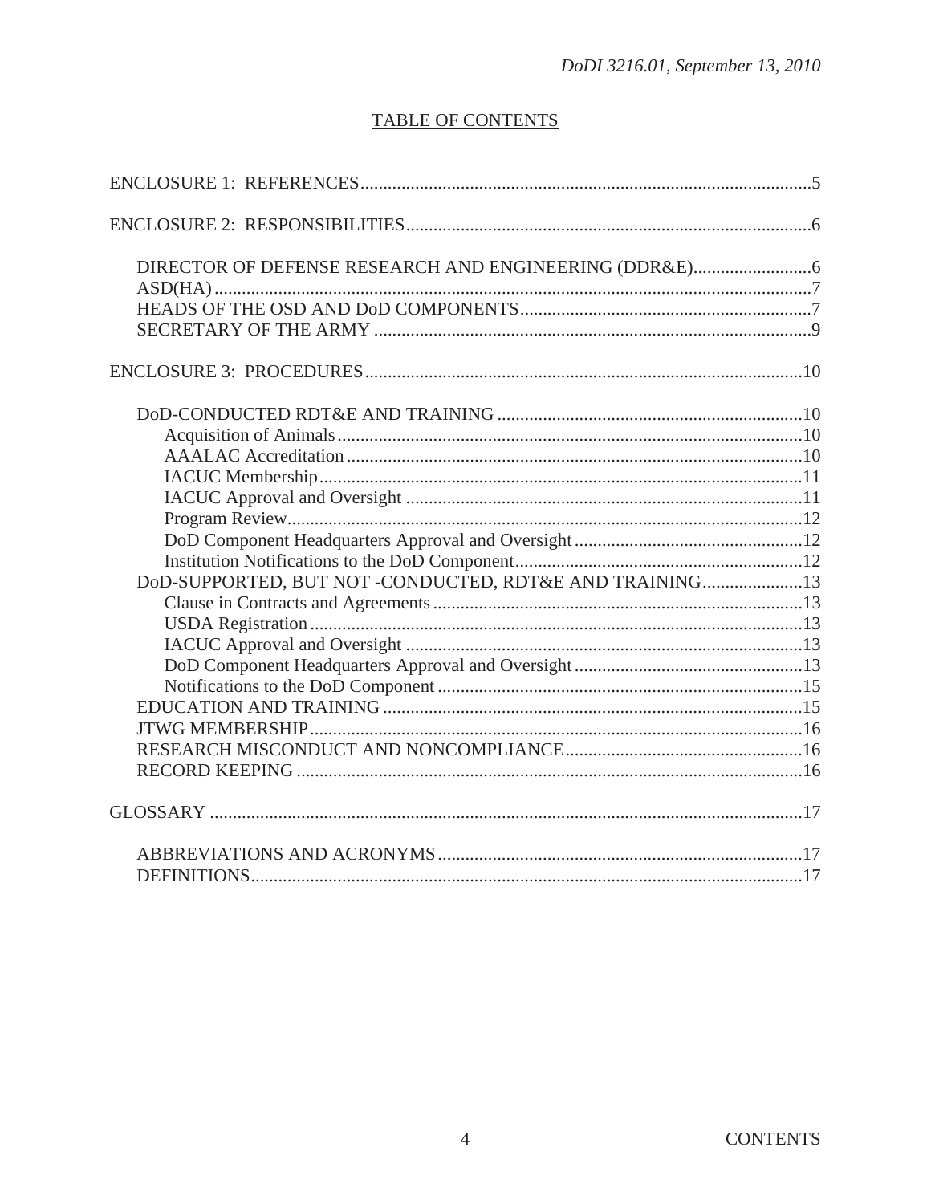## TABLE OF CONTENTS

ENCLOSURE 1: REFERENCES ..... 5

ENCLOSURE 2: RESPONSIBILITIES ..... 6

- DIRECTOR OF DEFENSE RESEARCH AND ENGINEERING (DDR&E) ..... 6
- ASD(HA) ..... 7
- HEADS OF THE OSD AND DoD COMPONENTS ..... 7
- SECRETARY OF THE ARMY ..... 9

ENCLOSURE 3: PROCEDURES ..... 10

- DoD-CONDUCTED RDT&E AND TRAINING ..... 10
  - Acquisition of Animals ..... 10
  - AAALAC Accreditation ..... 10
  - IACUC Membership ..... 11
  - IACUC Approval and Oversight ..... 11
  - Program Review ..... 12
  - DoD Component Headquarters Approval and Oversight ..... 12
  - Institution Notifications to the DoD Component ..... 12
- DoD-SUPPORTED, BUT NOT -CONDUCTED, RDT&E AND TRAINING ..... 13
  - Clause in Contracts and Agreements ..... 13
  - USDA Registration ..... 13
  - IACUC Approval and Oversight ..... 13
  - DoD Component Headquarters Approval and Oversight ..... 13
  - Notifications to the DoD Component ..... 15
- EDUCATION AND TRAINING ..... 15
- JTWG MEMBERSHIP ..... 16
- RESEARCH MISCONDUCT AND NONCOMPLIANCE ..... 16
- RECORD KEEPING ..... 16

GLOSSARY ..... 17

- ABBREVIATIONS AND ACRONYMS ..... 17
- DEFINITIONS ..... 17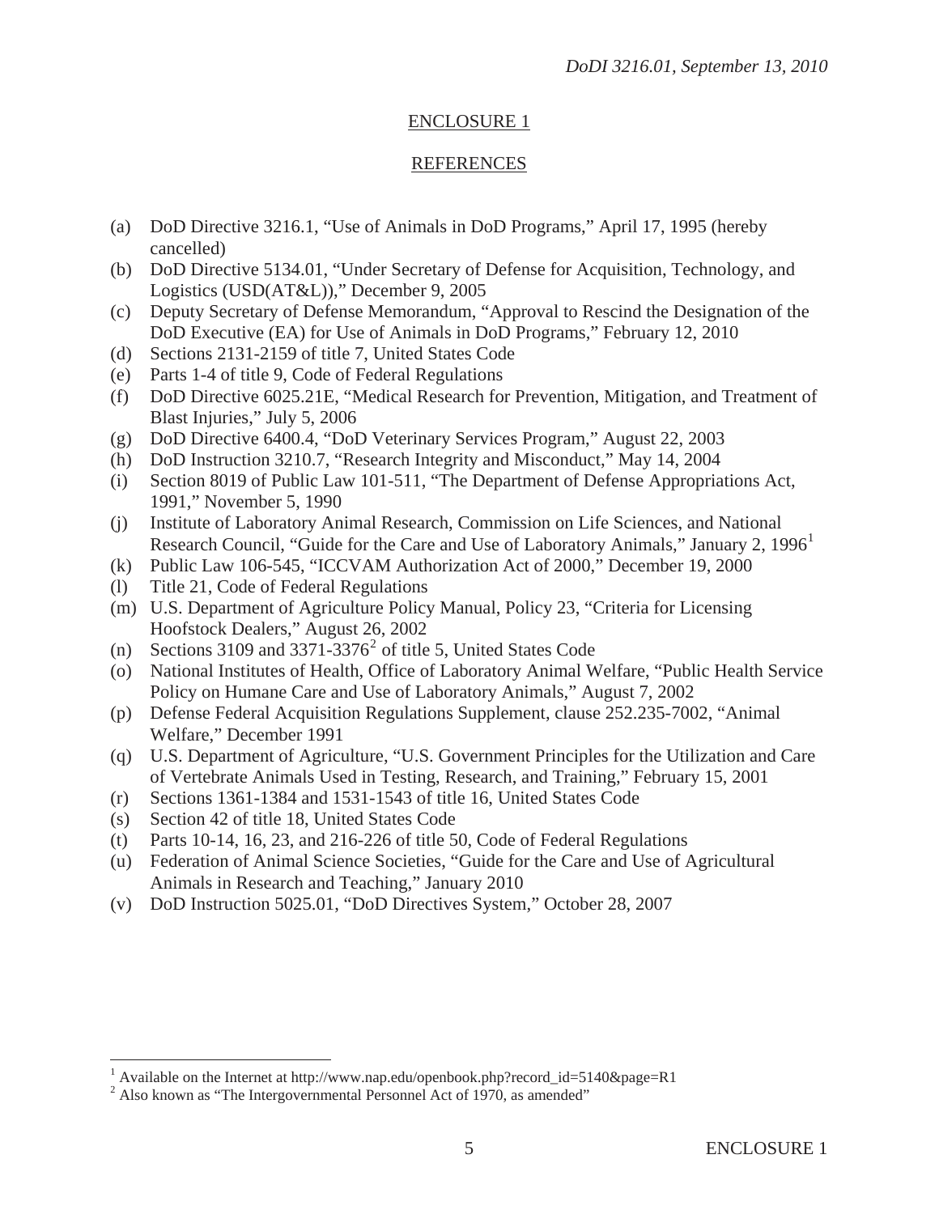## ENCLOSURE 1

## REFERENCES

(a) DoD Directive 3216.1, "Use of Animals in DoD Programs," April 17, 1995 (hereby cancelled)
(b) DoD Directive 5134.01, "Under Secretary of Defense for Acquisition, Technology, and Logistics (USD(AT&L))," December 9, 2005
(c) Deputy Secretary of Defense Memorandum, "Approval to Rescind the Designation of the DoD Executive (EA) for Use of Animals in DoD Programs," February 12, 2010
(d) Sections 2131-2159 of title 7, United States Code
(e) Parts 1-4 of title 9, Code of Federal Regulations
(f) DoD Directive 6025.21E, "Medical Research for Prevention, Mitigation, and Treatment of Blast Injuries," July 5, 2006
(g) DoD Directive 6400.4, "DoD Veterinary Services Program," August 22, 2003
(h) DoD Instruction 3210.7, "Research Integrity and Misconduct," May 14, 2004
(i) Section 8019 of Public Law 101-511, "The Department of Defense Appropriations Act, 1991," November 5, 1990
(j) Institute of Laboratory Animal Research, Commission on Life Sciences, and National Research Council, "Guide for the Care and Use of Laboratory Animals," January 2, 1996[1]
(k) Public Law 106-545, "ICCVAM Authorization Act of 2000," December 19, 2000
(l) Title 21, Code of Federal Regulations
(m) U.S. Department of Agriculture Policy Manual, Policy 23, "Criteria for Licensing Hoofstock Dealers," August 26, 2002
(n) Sections 3109 and 3371-3376[2] of title 5, United States Code
(o) National Institutes of Health, Office of Laboratory Animal Welfare, "Public Health Service Policy on Humane Care and Use of Laboratory Animals," August 7, 2002
(p) Defense Federal Acquisition Regulations Supplement, clause 252.235-7002, "Animal Welfare," December 1991
(q) U.S. Department of Agriculture, "U.S. Government Principles for the Utilization and Care of Vertebrate Animals Used in Testing, Research, and Training," February 15, 2001
(r) Sections 1361-1384 and 1531-1543 of title 16, United States Code
(s) Section 42 of title 18, United States Code
(t) Parts 10-14, 16, 23, and 216-226 of title 50, Code of Federal Regulations
(u) Federation of Animal Science Societies, "Guide for the Care and Use of Agricultural Animals in Research and Teaching," January 2010
(v) DoD Instruction 5025.01, "DoD Directives System," October 28, 2007

---

[1] Available on the Internet at http://www.nap.edu/openbook.php?record_id=5140&page=R1

[2] Also known as "The Intergovernmental Personnel Act of 1970, as amended"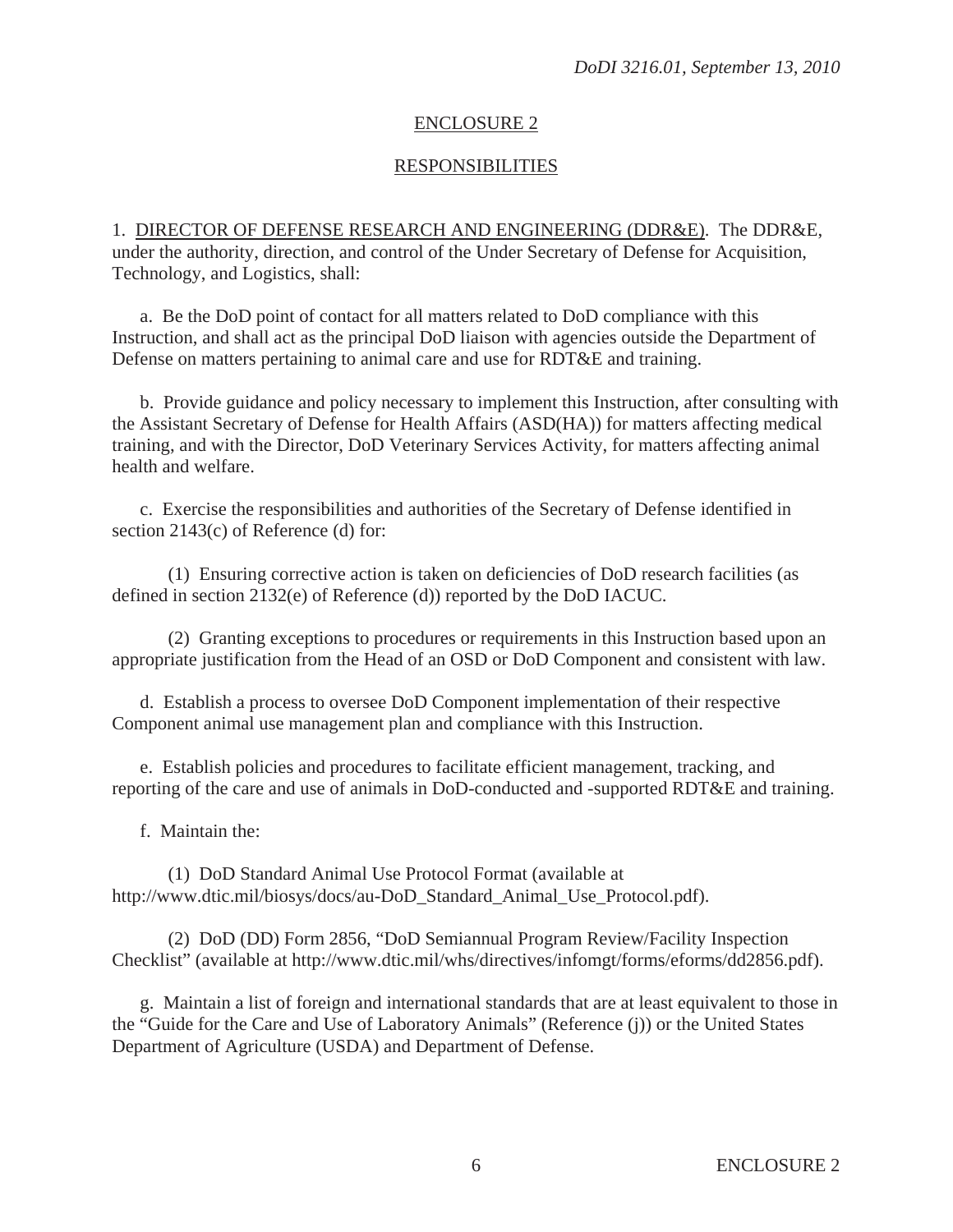## ENCLOSURE 2

## RESPONSIBILITIES

1. <u>DIRECTOR OF DEFENSE RESEARCH AND ENGINEERING (DDR&E)</u>. The DDR&E, under the authority, direction, and control of the Under Secretary of Defense for Acquisition, Technology, and Logistics, shall:

a. Be the DoD point of contact for all matters related to DoD compliance with this Instruction, and shall act as the principal DoD liaison with agencies outside the Department of Defense on matters pertaining to animal care and use for RDT&E and training.

b. Provide guidance and policy necessary to implement this Instruction, after consulting with the Assistant Secretary of Defense for Health Affairs (ASD(HA)) for matters affecting medical training, and with the Director, DoD Veterinary Services Activity, for matters affecting animal health and welfare.

c. Exercise the responsibilities and authorities of the Secretary of Defense identified in section 2143(c) of Reference (d) for:

(1) Ensuring corrective action is taken on deficiencies of DoD research facilities (as defined in section 2132(e) of Reference (d)) reported by the DoD IACUC.

(2) Granting exceptions to procedures or requirements in this Instruction based upon an appropriate justification from the Head of an OSD or DoD Component and consistent with law.

d. Establish a process to oversee DoD Component implementation of their respective Component animal use management plan and compliance with this Instruction.

e. Establish policies and procedures to facilitate efficient management, tracking, and reporting of the care and use of animals in DoD-conducted and -supported RDT&E and training.

f. Maintain the:

(1) DoD Standard Animal Use Protocol Format (available at http://www.dtic.mil/biosys/docs/au-DoD_Standard_Animal_Use_Protocol.pdf).

(2) DoD (DD) Form 2856, "DoD Semiannual Program Review/Facility Inspection Checklist" (available at http://www.dtic.mil/whs/directives/infomgt/forms/eforms/dd2856.pdf).

g. Maintain a list of foreign and international standards that are at least equivalent to those in the "Guide for the Care and Use of Laboratory Animals" (Reference (j)) or the United States Department of Agriculture (USDA) and Department of Defense.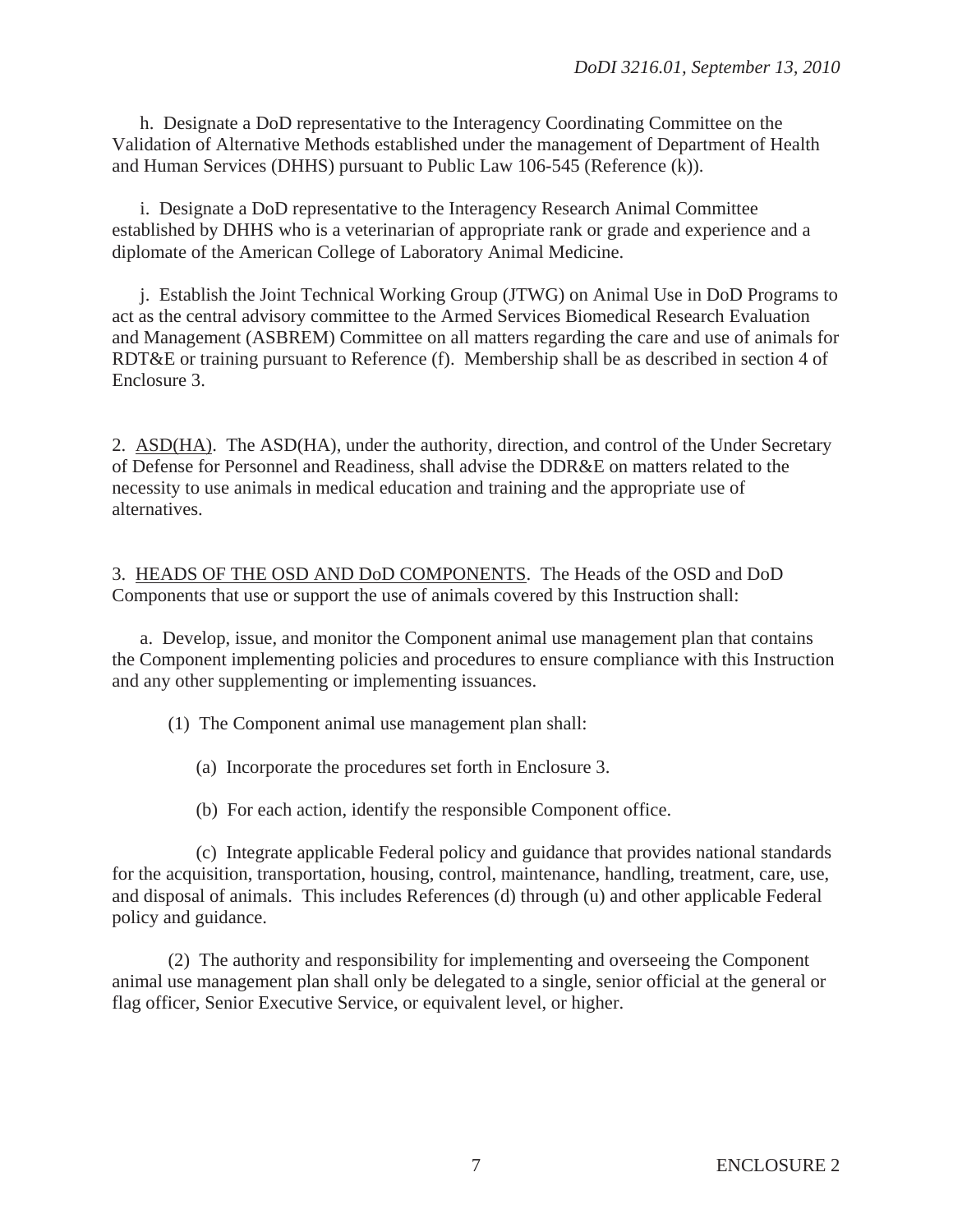h. Designate a DoD representative to the Interagency Coordinating Committee on the Validation of Alternative Methods established under the management of Department of Health and Human Services (DHHS) pursuant to Public Law 106-545 (Reference (k)).

i. Designate a DoD representative to the Interagency Research Animal Committee established by DHHS who is a veterinarian of appropriate rank or grade and experience and a diplomate of the American College of Laboratory Animal Medicine.

j. Establish the Joint Technical Working Group (JTWG) on Animal Use in DoD Programs to act as the central advisory committee to the Armed Services Biomedical Research Evaluation and Management (ASBREM) Committee on all matters regarding the care and use of animals for RDT&E or training pursuant to Reference (f). Membership shall be as described in section 4 of Enclosure 3.

2. ASD(HA). The ASD(HA), under the authority, direction, and control of the Under Secretary of Defense for Personnel and Readiness, shall advise the DDR&E on matters related to the necessity to use animals in medical education and training and the appropriate use of alternatives.

3. HEADS OF THE OSD AND DoD COMPONENTS. The Heads of the OSD and DoD Components that use or support the use of animals covered by this Instruction shall:

a. Develop, issue, and monitor the Component animal use management plan that contains the Component implementing policies and procedures to ensure compliance with this Instruction and any other supplementing or implementing issuances.

(1) The Component animal use management plan shall:

(a) Incorporate the procedures set forth in Enclosure 3.

(b) For each action, identify the responsible Component office.

(c) Integrate applicable Federal policy and guidance that provides national standards for the acquisition, transportation, housing, control, maintenance, handling, treatment, care, use, and disposal of animals. This includes References (d) through (u) and other applicable Federal policy and guidance.

(2) The authority and responsibility for implementing and overseeing the Component animal use management plan shall only be delegated to a single, senior official at the general or flag officer, Senior Executive Service, or equivalent level, or higher.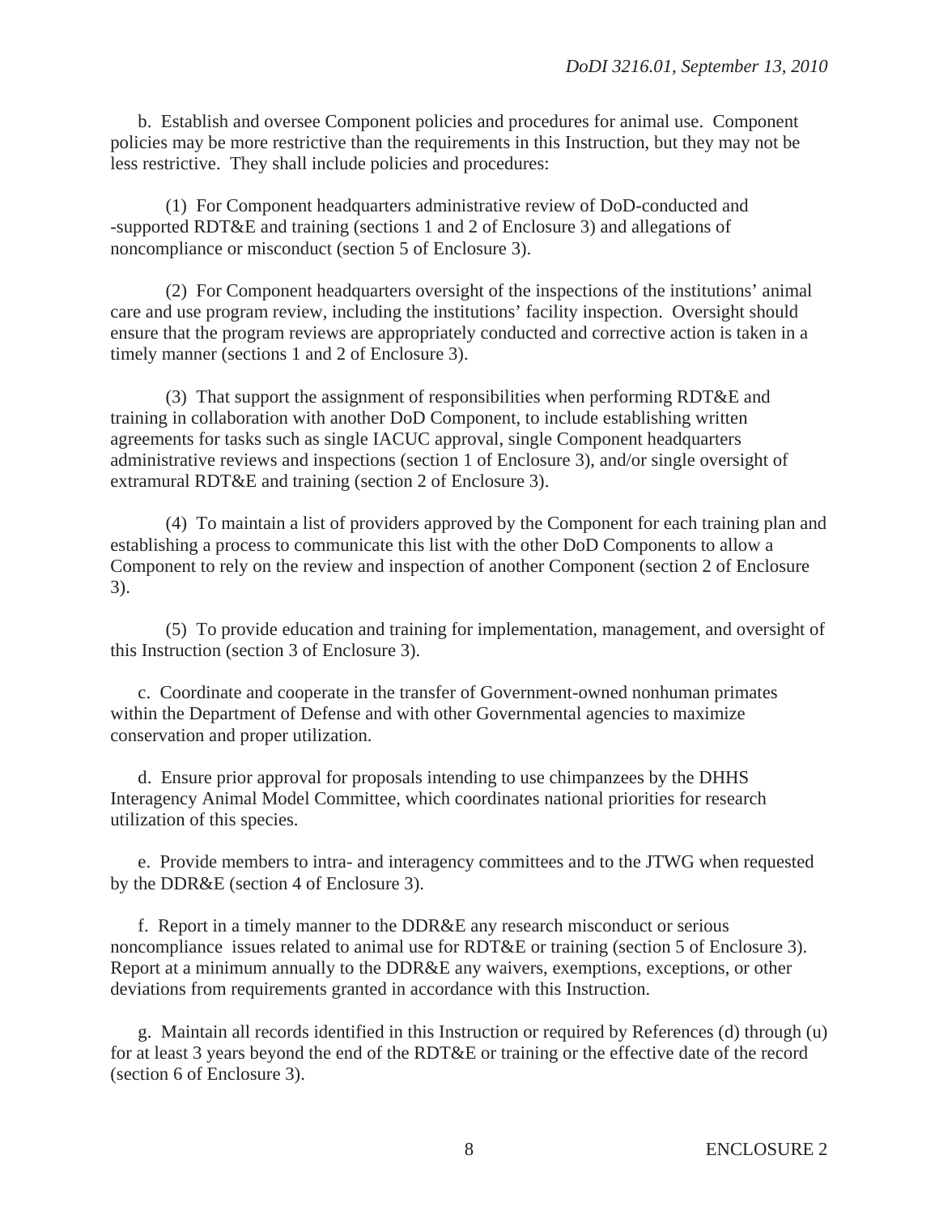b. Establish and oversee Component policies and procedures for animal use. Component policies may be more restrictive than the requirements in this Instruction, but they may not be less restrictive. They shall include policies and procedures:

(1) For Component headquarters administrative review of DoD-conducted and -supported RDT&E and training (sections 1 and 2 of Enclosure 3) and allegations of noncompliance or misconduct (section 5 of Enclosure 3).

(2) For Component headquarters oversight of the inspections of the institutions' animal care and use program review, including the institutions' facility inspection. Oversight should ensure that the program reviews are appropriately conducted and corrective action is taken in a timely manner (sections 1 and 2 of Enclosure 3).

(3) That support the assignment of responsibilities when performing RDT&E and training in collaboration with another DoD Component, to include establishing written agreements for tasks such as single IACUC approval, single Component headquarters administrative reviews and inspections (section 1 of Enclosure 3), and/or single oversight of extramural RDT&E and training (section 2 of Enclosure 3).

(4) To maintain a list of providers approved by the Component for each training plan and establishing a process to communicate this list with the other DoD Components to allow a Component to rely on the review and inspection of another Component (section 2 of Enclosure 3).

(5) To provide education and training for implementation, management, and oversight of this Instruction (section 3 of Enclosure 3).

c. Coordinate and cooperate in the transfer of Government-owned nonhuman primates within the Department of Defense and with other Governmental agencies to maximize conservation and proper utilization.

d. Ensure prior approval for proposals intending to use chimpanzees by the DHHS Interagency Animal Model Committee, which coordinates national priorities for research utilization of this species.

e. Provide members to intra- and interagency committees and to the JTWG when requested by the DDR&E (section 4 of Enclosure 3).

f. Report in a timely manner to the DDR&E any research misconduct or serious noncompliance issues related to animal use for RDT&E or training (section 5 of Enclosure 3). Report at a minimum annually to the DDR&E any waivers, exemptions, exceptions, or other deviations from requirements granted in accordance with this Instruction.

g. Maintain all records identified in this Instruction or required by References (d) through (u) for at least 3 years beyond the end of the RDT&E or training or the effective date of the record (section 6 of Enclosure 3).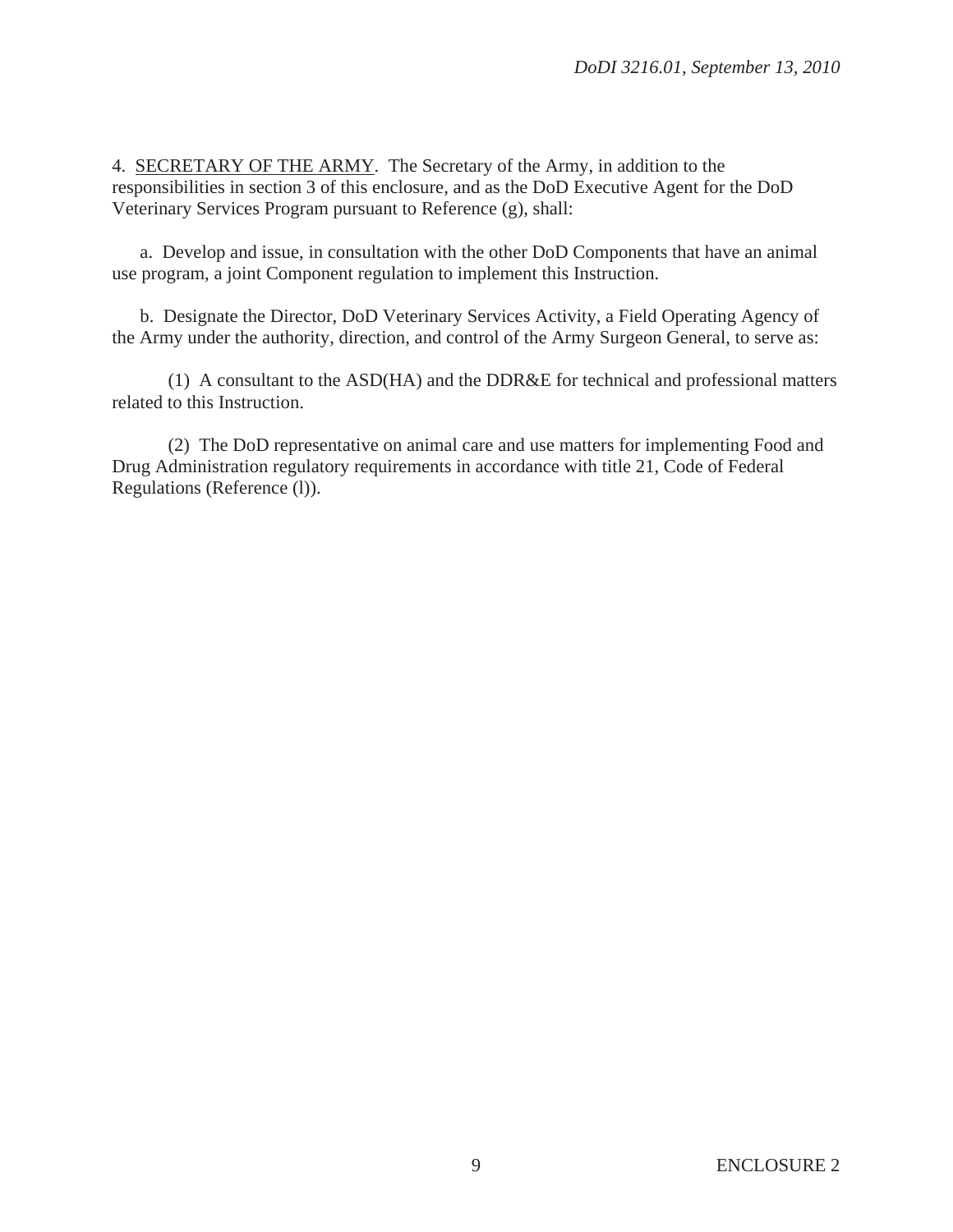4. <u>SECRETARY OF THE ARMY</u>. The Secretary of the Army, in addition to the responsibilities in section 3 of this enclosure, and as the DoD Executive Agent for the DoD Veterinary Services Program pursuant to Reference (g), shall:

a. Develop and issue, in consultation with the other DoD Components that have an animal use program, a joint Component regulation to implement this Instruction.

b. Designate the Director, DoD Veterinary Services Activity, a Field Operating Agency of the Army under the authority, direction, and control of the Army Surgeon General, to serve as:

(1) A consultant to the ASD(HA) and the DDR&E for technical and professional matters related to this Instruction.

(2) The DoD representative on animal care and use matters for implementing Food and Drug Administration regulatory requirements in accordance with title 21, Code of Federal Regulations (Reference (l)).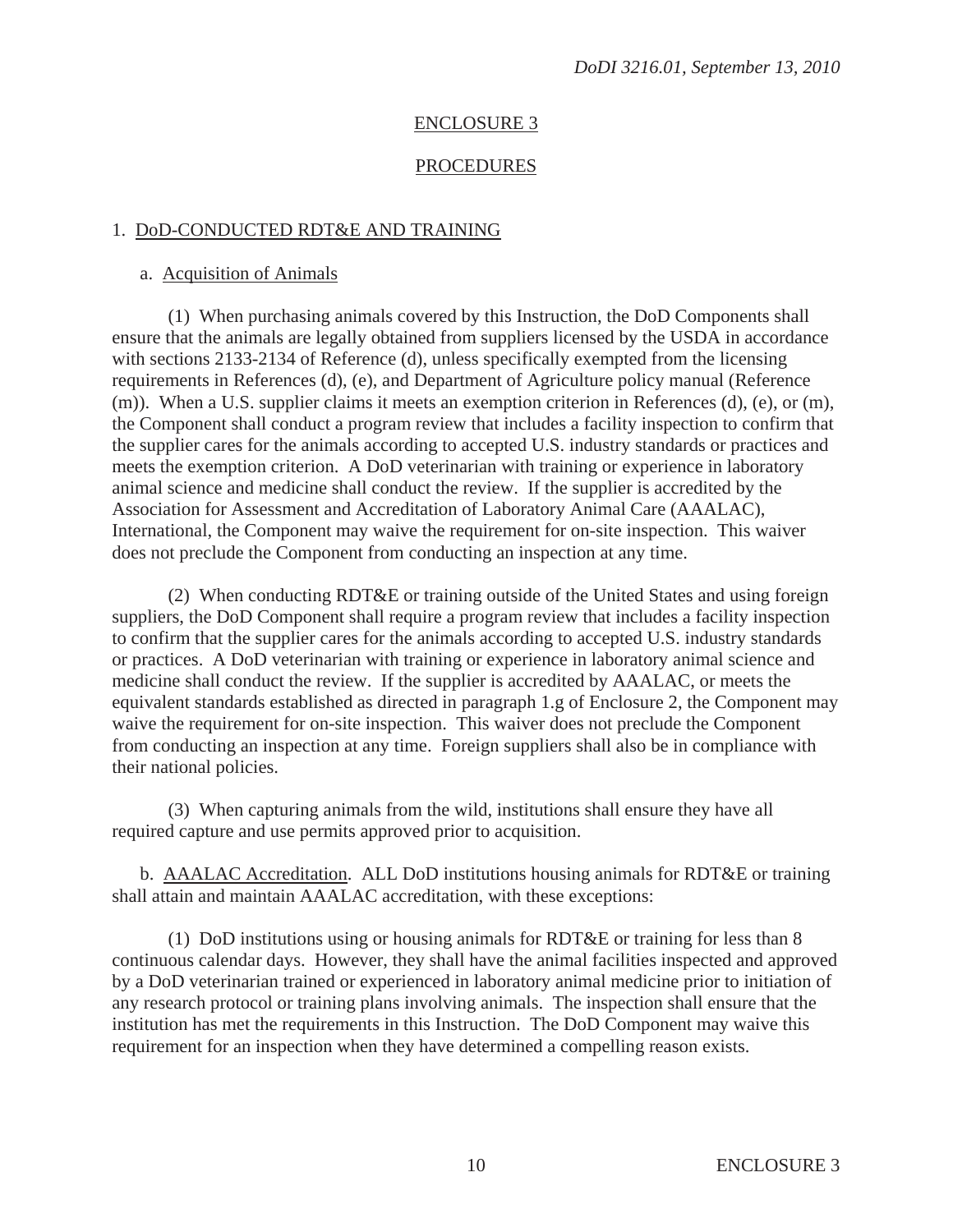## ENCLOSURE 3

## PROCEDURES

### 1. DoD-CONDUCTED RDT&E AND TRAINING

#### a. Acquisition of Animals

(1) When purchasing animals covered by this Instruction, the DoD Components shall ensure that the animals are legally obtained from suppliers licensed by the USDA in accordance with sections 2133-2134 of Reference (d), unless specifically exempted from the licensing requirements in References (d), (e), and Department of Agriculture policy manual (Reference (m)). When a U.S. supplier claims it meets an exemption criterion in References (d), (e), or (m), the Component shall conduct a program review that includes a facility inspection to confirm that the supplier cares for the animals according to accepted U.S. industry standards or practices and meets the exemption criterion. A DoD veterinarian with training or experience in laboratory animal science and medicine shall conduct the review. If the supplier is accredited by the Association for Assessment and Accreditation of Laboratory Animal Care (AAALAC), International, the Component may waive the requirement for on-site inspection. This waiver does not preclude the Component from conducting an inspection at any time.

(2) When conducting RDT&E or training outside of the United States and using foreign suppliers, the DoD Component shall require a program review that includes a facility inspection to confirm that the supplier cares for the animals according to accepted U.S. industry standards or practices. A DoD veterinarian with training or experience in laboratory animal science and medicine shall conduct the review. If the supplier is accredited by AAALAC, or meets the equivalent standards established as directed in paragraph 1.g of Enclosure 2, the Component may waive the requirement for on-site inspection. This waiver does not preclude the Component from conducting an inspection at any time. Foreign suppliers shall also be in compliance with their national policies.

(3) When capturing animals from the wild, institutions shall ensure they have all required capture and use permits approved prior to acquisition.

b. AAALAC Accreditation. ALL DoD institutions housing animals for RDT&E or training shall attain and maintain AAALAC accreditation, with these exceptions:

(1) DoD institutions using or housing animals for RDT&E or training for less than 8 continuous calendar days. However, they shall have the animal facilities inspected and approved by a DoD veterinarian trained or experienced in laboratory animal medicine prior to initiation of any research protocol or training plans involving animals. The inspection shall ensure that the institution has met the requirements in this Instruction. The DoD Component may waive this requirement for an inspection when they have determined a compelling reason exists.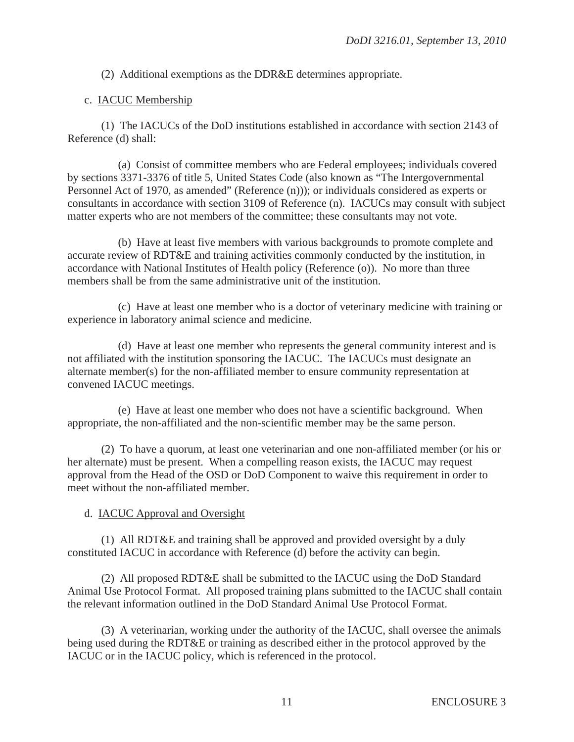(2) Additional exemptions as the DDR&E determines appropriate.

c. IACUC Membership

(1) The IACUCs of the DoD institutions established in accordance with section 2143 of Reference (d) shall:

(a) Consist of committee members who are Federal employees; individuals covered by sections 3371-3376 of title 5, United States Code (also known as "The Intergovernmental Personnel Act of 1970, as amended" (Reference (n))); or individuals considered as experts or consultants in accordance with section 3109 of Reference (n). IACUCs may consult with subject matter experts who are not members of the committee; these consultants may not vote.

(b) Have at least five members with various backgrounds to promote complete and accurate review of RDT&E and training activities commonly conducted by the institution, in accordance with National Institutes of Health policy (Reference (o)). No more than three members shall be from the same administrative unit of the institution.

(c) Have at least one member who is a doctor of veterinary medicine with training or experience in laboratory animal science and medicine.

(d) Have at least one member who represents the general community interest and is not affiliated with the institution sponsoring the IACUC. The IACUCs must designate an alternate member(s) for the non-affiliated member to ensure community representation at convened IACUC meetings.

(e) Have at least one member who does not have a scientific background. When appropriate, the non-affiliated and the non-scientific member may be the same person.

(2) To have a quorum, at least one veterinarian and one non-affiliated member (or his or her alternate) must be present. When a compelling reason exists, the IACUC may request approval from the Head of the OSD or DoD Component to waive this requirement in order to meet without the non-affiliated member.

d. IACUC Approval and Oversight

(1) All RDT&E and training shall be approved and provided oversight by a duly constituted IACUC in accordance with Reference (d) before the activity can begin.

(2) All proposed RDT&E shall be submitted to the IACUC using the DoD Standard Animal Use Protocol Format. All proposed training plans submitted to the IACUC shall contain the relevant information outlined in the DoD Standard Animal Use Protocol Format.

(3) A veterinarian, working under the authority of the IACUC, shall oversee the animals being used during the RDT&E or training as described either in the protocol approved by the IACUC or in the IACUC policy, which is referenced in the protocol.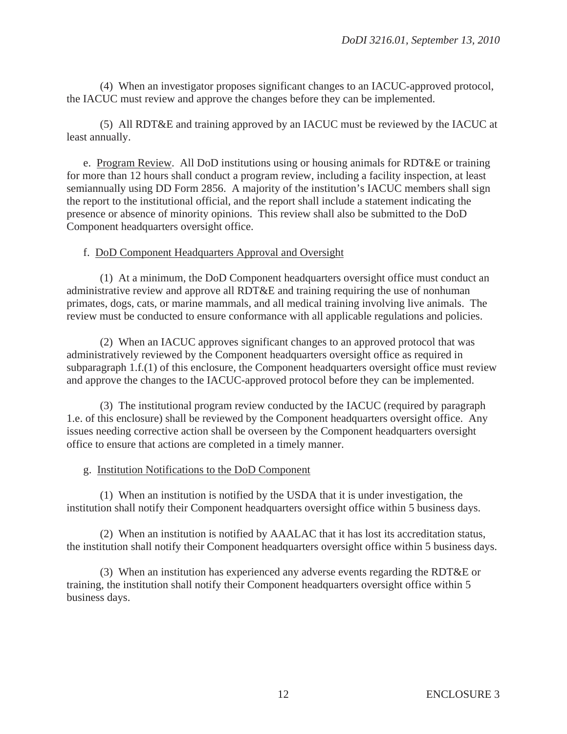(4) When an investigator proposes significant changes to an IACUC-approved protocol, the IACUC must review and approve the changes before they can be implemented.

(5) All RDT&E and training approved by an IACUC must be reviewed by the IACUC at least annually.

e. Program Review. All DoD institutions using or housing animals for RDT&E or training for more than 12 hours shall conduct a program review, including a facility inspection, at least semiannually using DD Form 2856. A majority of the institution's IACUC members shall sign the report to the institutional official, and the report shall include a statement indicating the presence or absence of minority opinions. This review shall also be submitted to the DoD Component headquarters oversight office.

f. DoD Component Headquarters Approval and Oversight

(1) At a minimum, the DoD Component headquarters oversight office must conduct an administrative review and approve all RDT&E and training requiring the use of nonhuman primates, dogs, cats, or marine mammals, and all medical training involving live animals. The review must be conducted to ensure conformance with all applicable regulations and policies.

(2) When an IACUC approves significant changes to an approved protocol that was administratively reviewed by the Component headquarters oversight office as required in subparagraph 1.f.(1) of this enclosure, the Component headquarters oversight office must review and approve the changes to the IACUC-approved protocol before they can be implemented.

(3) The institutional program review conducted by the IACUC (required by paragraph 1.e. of this enclosure) shall be reviewed by the Component headquarters oversight office. Any issues needing corrective action shall be overseen by the Component headquarters oversight office to ensure that actions are completed in a timely manner.

g. Institution Notifications to the DoD Component

(1) When an institution is notified by the USDA that it is under investigation, the institution shall notify their Component headquarters oversight office within 5 business days.

(2) When an institution is notified by AAALAC that it has lost its accreditation status, the institution shall notify their Component headquarters oversight office within 5 business days.

(3) When an institution has experienced any adverse events regarding the RDT&E or training, the institution shall notify their Component headquarters oversight office within 5 business days.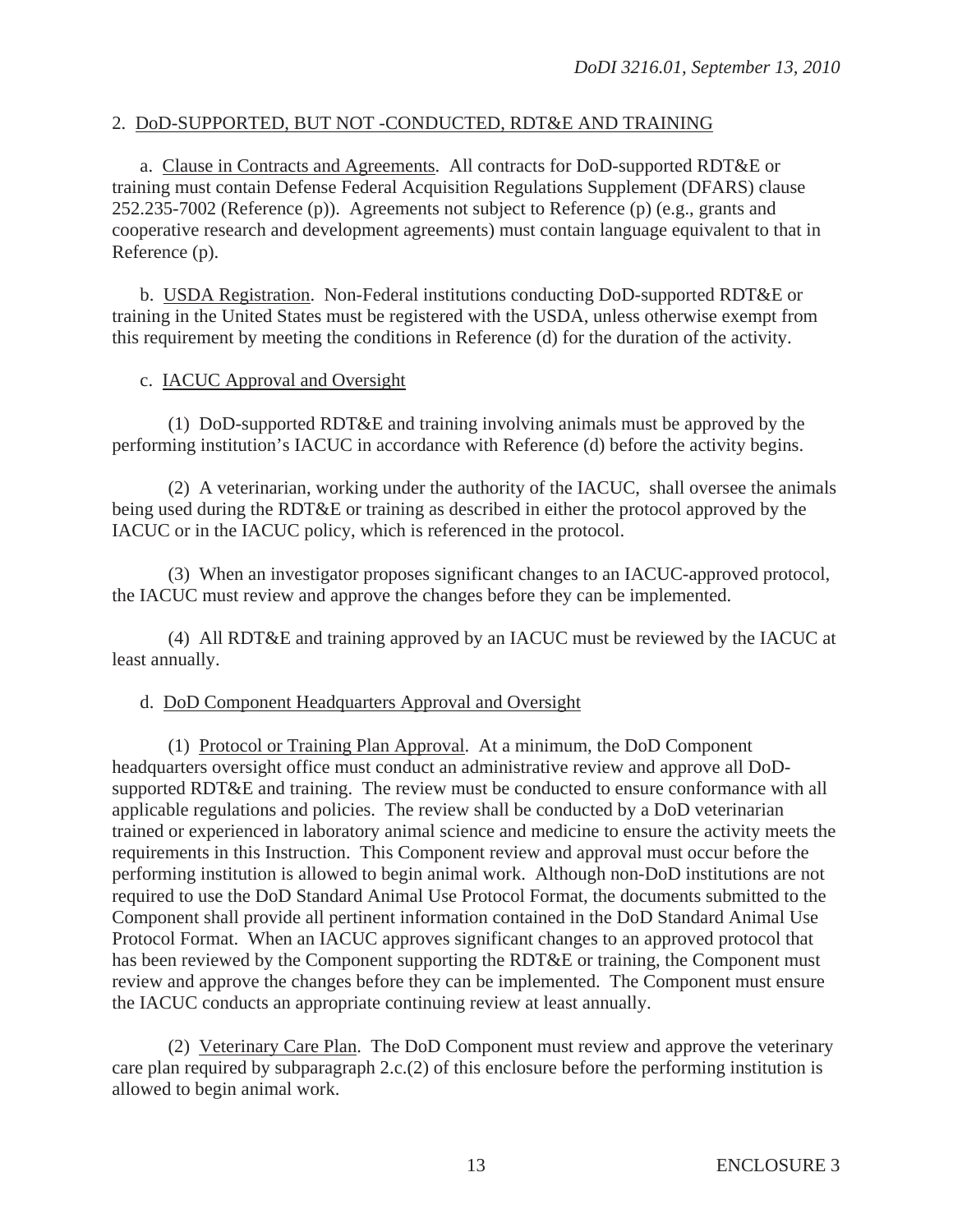## 2. DoD-SUPPORTED, BUT NOT -CONDUCTED, RDT&E AND TRAINING

a. Clause in Contracts and Agreements. All contracts for DoD-supported RDT&E or training must contain Defense Federal Acquisition Regulations Supplement (DFARS) clause 252.235-7002 (Reference (p)). Agreements not subject to Reference (p) (e.g., grants and cooperative research and development agreements) must contain language equivalent to that in Reference (p).

b. USDA Registration. Non-Federal institutions conducting DoD-supported RDT&E or training in the United States must be registered with the USDA, unless otherwise exempt from this requirement by meeting the conditions in Reference (d) for the duration of the activity.

c. IACUC Approval and Oversight

(1) DoD-supported RDT&E and training involving animals must be approved by the performing institution's IACUC in accordance with Reference (d) before the activity begins.

(2) A veterinarian, working under the authority of the IACUC, shall oversee the animals being used during the RDT&E or training as described in either the protocol approved by the IACUC or in the IACUC policy, which is referenced in the protocol.

(3) When an investigator proposes significant changes to an IACUC-approved protocol, the IACUC must review and approve the changes before they can be implemented.

(4) All RDT&E and training approved by an IACUC must be reviewed by the IACUC at least annually.

d. DoD Component Headquarters Approval and Oversight

(1) Protocol or Training Plan Approval. At a minimum, the DoD Component headquarters oversight office must conduct an administrative review and approve all DoD-supported RDT&E and training. The review must be conducted to ensure conformance with all applicable regulations and policies. The review shall be conducted by a DoD veterinarian trained or experienced in laboratory animal science and medicine to ensure the activity meets the requirements in this Instruction. This Component review and approval must occur before the performing institution is allowed to begin animal work. Although non-DoD institutions are not required to use the DoD Standard Animal Use Protocol Format, the documents submitted to the Component shall provide all pertinent information contained in the DoD Standard Animal Use Protocol Format. When an IACUC approves significant changes to an approved protocol that has been reviewed by the Component supporting the RDT&E or training, the Component must review and approve the changes before they can be implemented. The Component must ensure the IACUC conducts an appropriate continuing review at least annually.

(2) Veterinary Care Plan. The DoD Component must review and approve the veterinary care plan required by subparagraph 2.c.(2) of this enclosure before the performing institution is allowed to begin animal work.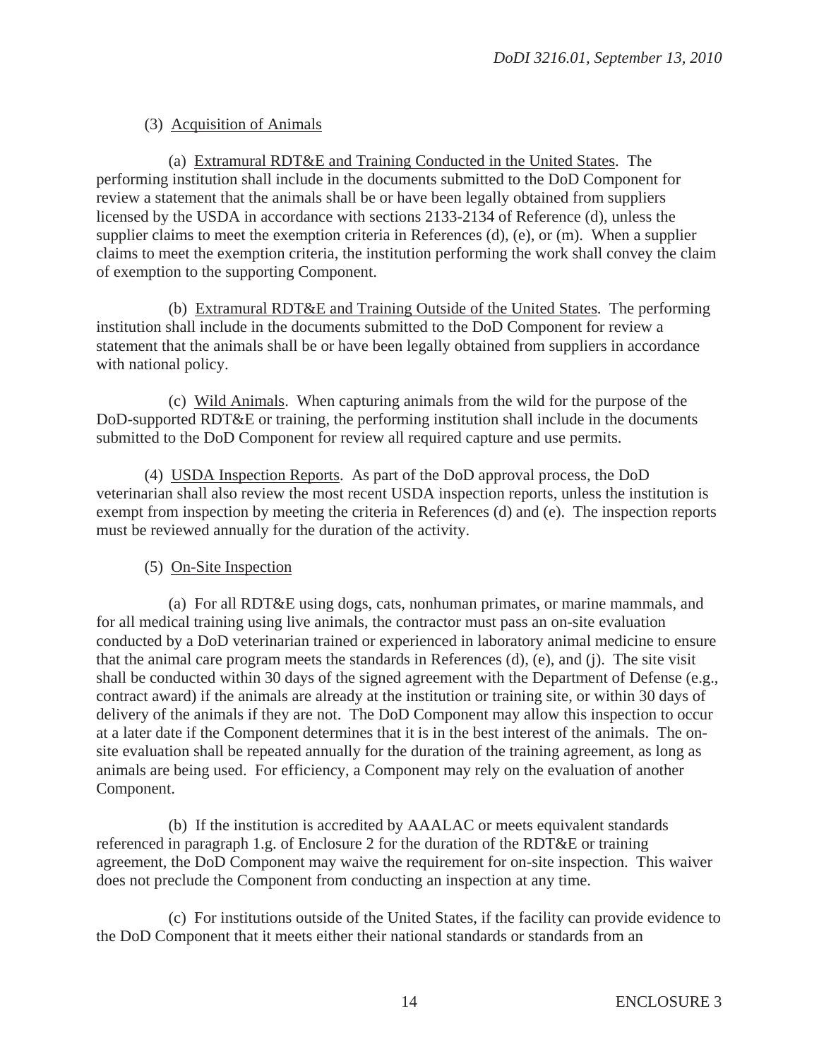(3) Acquisition of Animals

(a) Extramural RDT&E and Training Conducted in the United States. The performing institution shall include in the documents submitted to the DoD Component for review a statement that the animals shall be or have been legally obtained from suppliers licensed by the USDA in accordance with sections 2133-2134 of Reference (d), unless the supplier claims to meet the exemption criteria in References (d), (e), or (m). When a supplier claims to meet the exemption criteria, the institution performing the work shall convey the claim of exemption to the supporting Component.

(b) Extramural RDT&E and Training Outside of the United States. The performing institution shall include in the documents submitted to the DoD Component for review a statement that the animals shall be or have been legally obtained from suppliers in accordance with national policy.

(c) Wild Animals. When capturing animals from the wild for the purpose of the DoD-supported RDT&E or training, the performing institution shall include in the documents submitted to the DoD Component for review all required capture and use permits.

(4) USDA Inspection Reports. As part of the DoD approval process, the DoD veterinarian shall also review the most recent USDA inspection reports, unless the institution is exempt from inspection by meeting the criteria in References (d) and (e). The inspection reports must be reviewed annually for the duration of the activity.

(5) On-Site Inspection

(a) For all RDT&E using dogs, cats, nonhuman primates, or marine mammals, and for all medical training using live animals, the contractor must pass an on-site evaluation conducted by a DoD veterinarian trained or experienced in laboratory animal medicine to ensure that the animal care program meets the standards in References (d), (e), and (j). The site visit shall be conducted within 30 days of the signed agreement with the Department of Defense (e.g., contract award) if the animals are already at the institution or training site, or within 30 days of delivery of the animals if they are not. The DoD Component may allow this inspection to occur at a later date if the Component determines that it is in the best interest of the animals. The on-site evaluation shall be repeated annually for the duration of the training agreement, as long as animals are being used. For efficiency, a Component may rely on the evaluation of another Component.

(b) If the institution is accredited by AAALAC or meets equivalent standards referenced in paragraph 1.g. of Enclosure 2 for the duration of the RDT&E or training agreement, the DoD Component may waive the requirement for on-site inspection. This waiver does not preclude the Component from conducting an inspection at any time.

(c) For institutions outside of the United States, if the facility can provide evidence to the DoD Component that it meets either their national standards or standards from an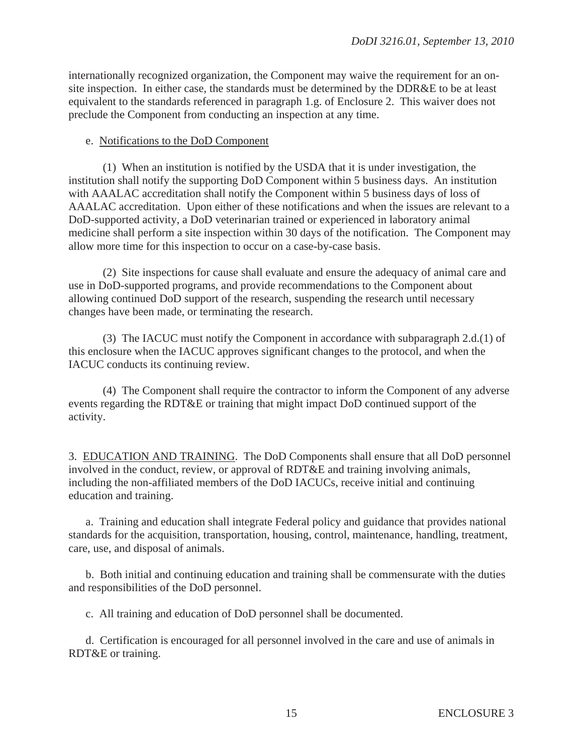internationally recognized organization, the Component may waive the requirement for an on-site inspection. In either case, the standards must be determined by the DDR&E to be at least equivalent to the standards referenced in paragraph 1.g. of Enclosure 2. This waiver does not preclude the Component from conducting an inspection at any time.

e. Notifications to the DoD Component

(1) When an institution is notified by the USDA that it is under investigation, the institution shall notify the supporting DoD Component within 5 business days. An institution with AAALAC accreditation shall notify the Component within 5 business days of loss of AAALAC accreditation. Upon either of these notifications and when the issues are relevant to a DoD-supported activity, a DoD veterinarian trained or experienced in laboratory animal medicine shall perform a site inspection within 30 days of the notification. The Component may allow more time for this inspection to occur on a case-by-case basis.

(2) Site inspections for cause shall evaluate and ensure the adequacy of animal care and use in DoD-supported programs, and provide recommendations to the Component about allowing continued DoD support of the research, suspending the research until necessary changes have been made, or terminating the research.

(3) The IACUC must notify the Component in accordance with subparagraph 2.d.(1) of this enclosure when the IACUC approves significant changes to the protocol, and when the IACUC conducts its continuing review.

(4) The Component shall require the contractor to inform the Component of any adverse events regarding the RDT&E or training that might impact DoD continued support of the activity.

3. EDUCATION AND TRAINING. The DoD Components shall ensure that all DoD personnel involved in the conduct, review, or approval of RDT&E and training involving animals, including the non-affiliated members of the DoD IACUCs, receive initial and continuing education and training.

a. Training and education shall integrate Federal policy and guidance that provides national standards for the acquisition, transportation, housing, control, maintenance, handling, treatment, care, use, and disposal of animals.

b. Both initial and continuing education and training shall be commensurate with the duties and responsibilities of the DoD personnel.

c. All training and education of DoD personnel shall be documented.

d. Certification is encouraged for all personnel involved in the care and use of animals in RDT&E or training.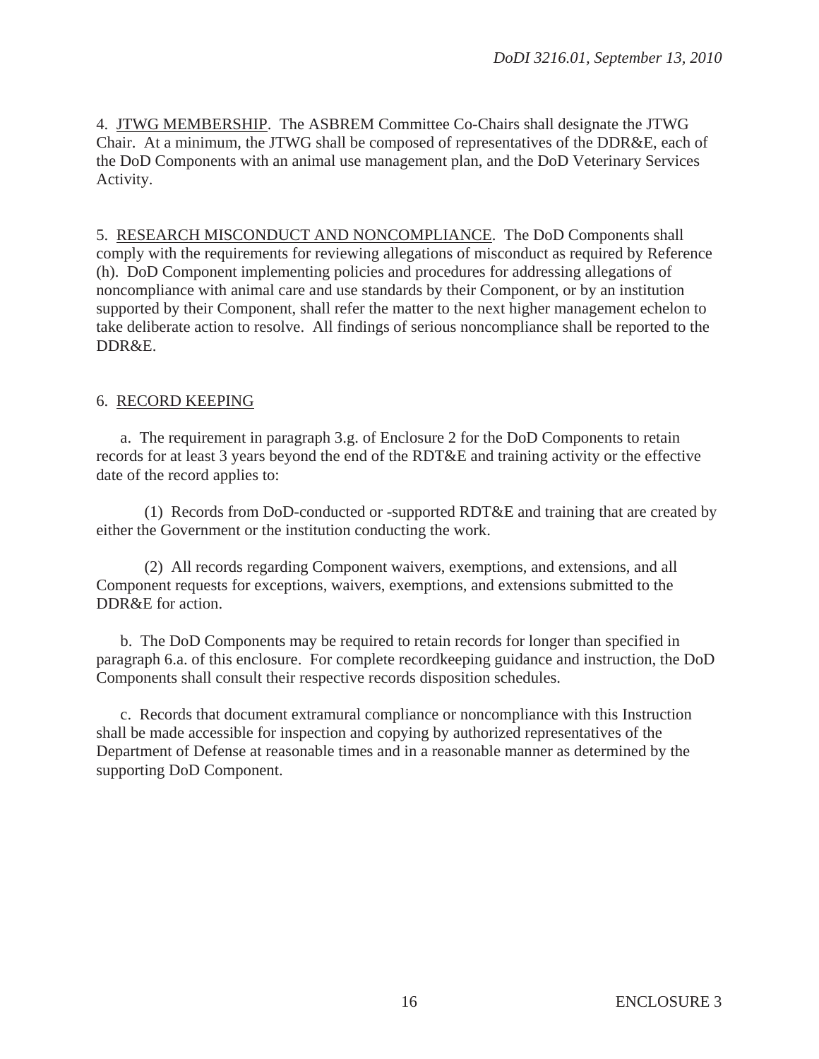4. JTWG MEMBERSHIP. The ASBREM Committee Co-Chairs shall designate the JTWG Chair. At a minimum, the JTWG shall be composed of representatives of the DDR&E, each of the DoD Components with an animal use management plan, and the DoD Veterinary Services Activity.

5. RESEARCH MISCONDUCT AND NONCOMPLIANCE. The DoD Components shall comply with the requirements for reviewing allegations of misconduct as required by Reference (h). DoD Component implementing policies and procedures for addressing allegations of noncompliance with animal care and use standards by their Component, or by an institution supported by their Component, shall refer the matter to the next higher management echelon to take deliberate action to resolve. All findings of serious noncompliance shall be reported to the DDR&E.

6. RECORD KEEPING

a. The requirement in paragraph 3.g. of Enclosure 2 for the DoD Components to retain records for at least 3 years beyond the end of the RDT&E and training activity or the effective date of the record applies to:

(1) Records from DoD-conducted or -supported RDT&E and training that are created by either the Government or the institution conducting the work.

(2) All records regarding Component waivers, exemptions, and extensions, and all Component requests for exceptions, waivers, exemptions, and extensions submitted to the DDR&E for action.

b. The DoD Components may be required to retain records for longer than specified in paragraph 6.a. of this enclosure. For complete recordkeeping guidance and instruction, the DoD Components shall consult their respective records disposition schedules.

c. Records that document extramural compliance or noncompliance with this Instruction shall be made accessible for inspection and copying by authorized representatives of the Department of Defense at reasonable times and in a reasonable manner as determined by the supporting DoD Component.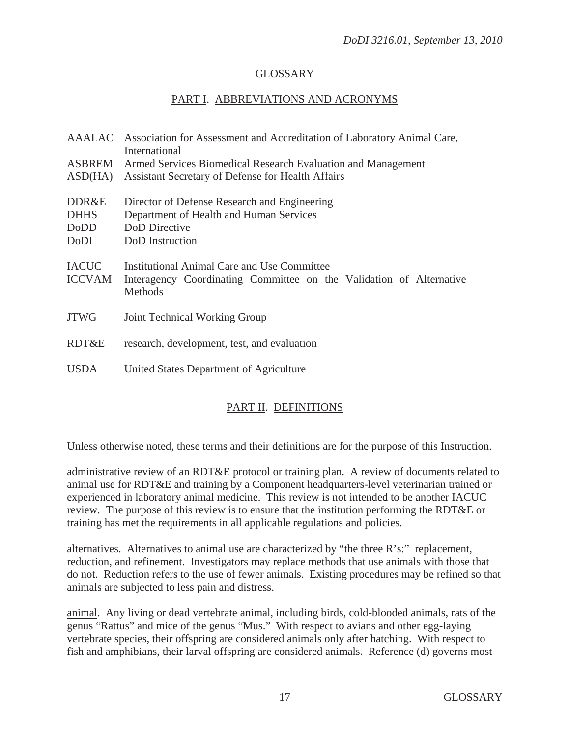## GLOSSARY

### PART I. ABBREVIATIONS AND ACRONYMS

| | |
|---|---|
| AAALAC | Association for Assessment and Accreditation of Laboratory Animal Care, International |
| ASBREM | Armed Services Biomedical Research Evaluation and Management |
| ASD(HA) | Assistant Secretary of Defense for Health Affairs |
| DDR&E | Director of Defense Research and Engineering |
| DHHS | Department of Health and Human Services |
| DoDD | DoD Directive |
| DoDI | DoD Instruction |
| IACUC | Institutional Animal Care and Use Committee |
| ICCVAM | Interagency Coordinating Committee on the Validation of Alternative Methods |
| JTWG | Joint Technical Working Group |
| RDT&E | research, development, test, and evaluation |
| USDA | United States Department of Agriculture |

### PART II. DEFINITIONS

Unless otherwise noted, these terms and their definitions are for the purpose of this Instruction.

administrative review of an RDT&E protocol or training plan. A review of documents related to animal use for RDT&E and training by a Component headquarters-level veterinarian trained or experienced in laboratory animal medicine. This review is not intended to be another IACUC review. The purpose of this review is to ensure that the institution performing the RDT&E or training has met the requirements in all applicable regulations and policies.

alternatives. Alternatives to animal use are characterized by "the three R's:" replacement, reduction, and refinement. Investigators may replace methods that use animals with those that do not. Reduction refers to the use of fewer animals. Existing procedures may be refined so that animals are subjected to less pain and distress.

animal. Any living or dead vertebrate animal, including birds, cold-blooded animals, rats of the genus "Rattus" and mice of the genus "Mus." With respect to avians and other egg-laying vertebrate species, their offspring are considered animals only after hatching. With respect to fish and amphibians, their larval offspring are considered animals. Reference (d) governs most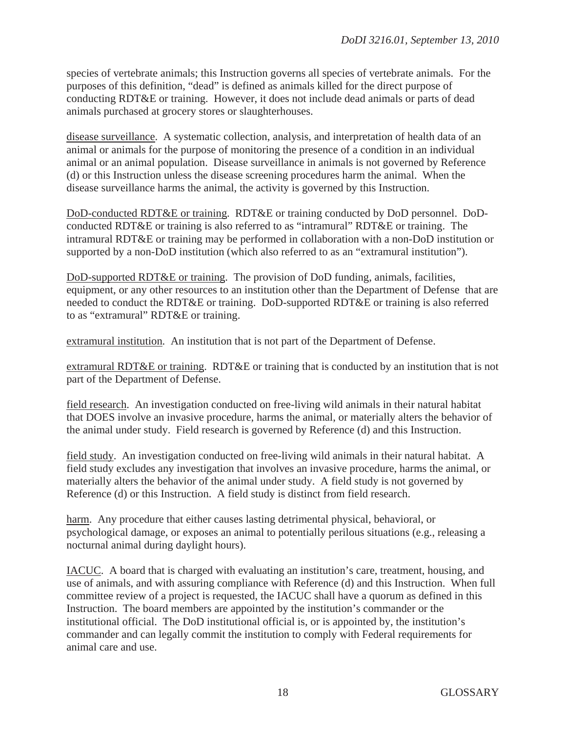species of vertebrate animals; this Instruction governs all species of vertebrate animals. For the purposes of this definition, "dead" is defined as animals killed for the direct purpose of conducting RDT&E or training. However, it does not include dead animals or parts of dead animals purchased at grocery stores or slaughterhouses.

disease surveillance. A systematic collection, analysis, and interpretation of health data of an animal or animals for the purpose of monitoring the presence of a condition in an individual animal or an animal population. Disease surveillance in animals is not governed by Reference (d) or this Instruction unless the disease screening procedures harm the animal. When the disease surveillance harms the animal, the activity is governed by this Instruction.

DoD-conducted RDT&E or training. RDT&E or training conducted by DoD personnel. DoD-conducted RDT&E or training is also referred to as "intramural" RDT&E or training. The intramural RDT&E or training may be performed in collaboration with a non-DoD institution or supported by a non-DoD institution (which also referred to as an "extramural institution").

DoD-supported RDT&E or training. The provision of DoD funding, animals, facilities, equipment, or any other resources to an institution other than the Department of Defense that are needed to conduct the RDT&E or training. DoD-supported RDT&E or training is also referred to as "extramural" RDT&E or training.

extramural institution. An institution that is not part of the Department of Defense.

extramural RDT&E or training. RDT&E or training that is conducted by an institution that is not part of the Department of Defense.

field research. An investigation conducted on free-living wild animals in their natural habitat that DOES involve an invasive procedure, harms the animal, or materially alters the behavior of the animal under study. Field research is governed by Reference (d) and this Instruction.

field study. An investigation conducted on free-living wild animals in their natural habitat. A field study excludes any investigation that involves an invasive procedure, harms the animal, or materially alters the behavior of the animal under study. A field study is not governed by Reference (d) or this Instruction. A field study is distinct from field research.

harm. Any procedure that either causes lasting detrimental physical, behavioral, or psychological damage, or exposes an animal to potentially perilous situations (e.g., releasing a nocturnal animal during daylight hours).

IACUC. A board that is charged with evaluating an institution's care, treatment, housing, and use of animals, and with assuring compliance with Reference (d) and this Instruction. When full committee review of a project is requested, the IACUC shall have a quorum as defined in this Instruction. The board members are appointed by the institution's commander or the institutional official. The DoD institutional official is, or is appointed by, the institution's commander and can legally commit the institution to comply with Federal requirements for animal care and use.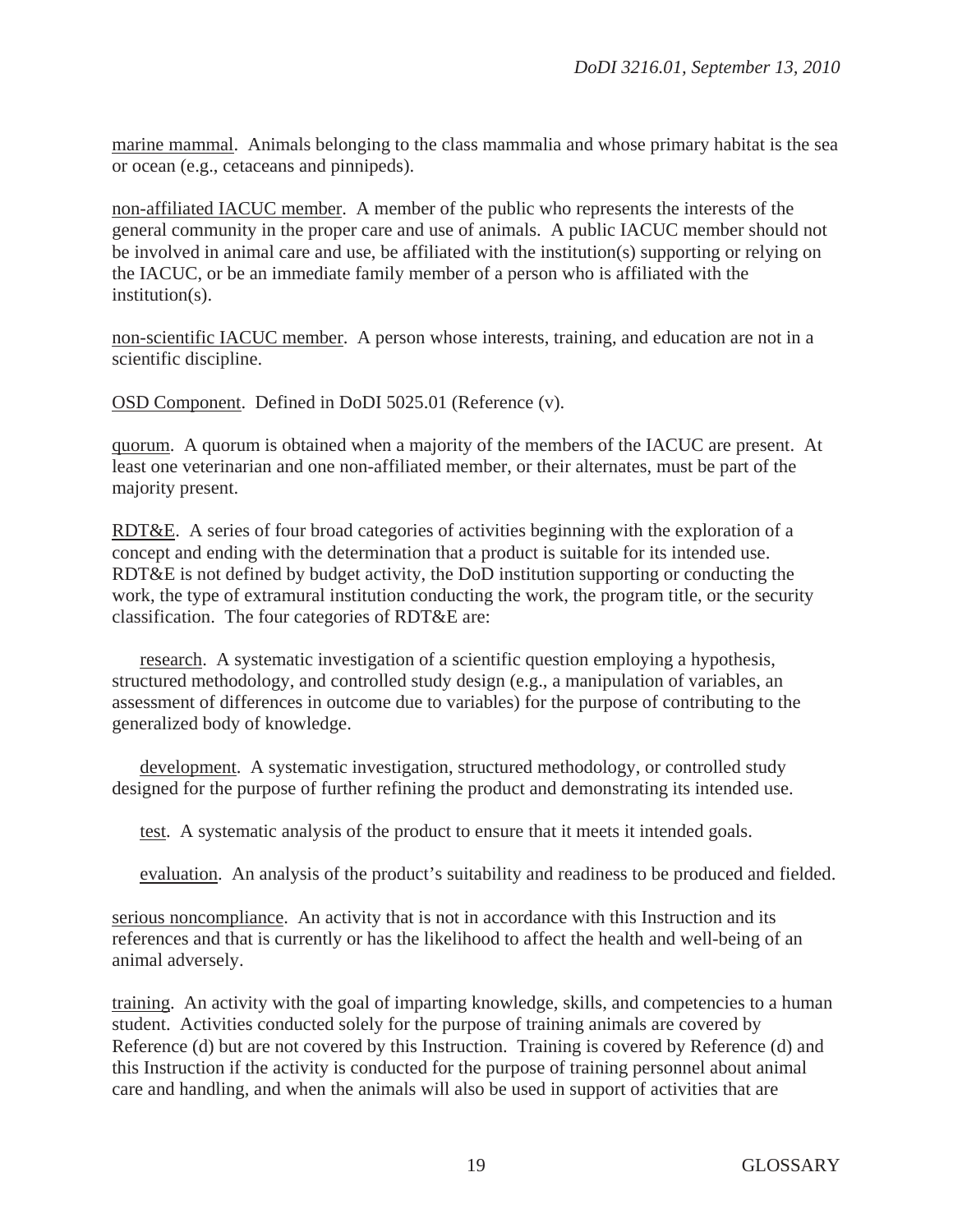marine mammal. Animals belonging to the class mammalia and whose primary habitat is the sea or ocean (e.g., cetaceans and pinnipeds).

non-affiliated IACUC member. A member of the public who represents the interests of the general community in the proper care and use of animals. A public IACUC member should not be involved in animal care and use, be affiliated with the institution(s) supporting or relying on the IACUC, or be an immediate family member of a person who is affiliated with the institution(s).

non-scientific IACUC member. A person whose interests, training, and education are not in a scientific discipline.

OSD Component. Defined in DoDI 5025.01 (Reference (v).

quorum. A quorum is obtained when a majority of the members of the IACUC are present. At least one veterinarian and one non-affiliated member, or their alternates, must be part of the majority present.

RDT&E. A series of four broad categories of activities beginning with the exploration of a concept and ending with the determination that a product is suitable for its intended use. RDT&E is not defined by budget activity, the DoD institution supporting or conducting the work, the type of extramural institution conducting the work, the program title, or the security classification. The four categories of RDT&E are:

research. A systematic investigation of a scientific question employing a hypothesis, structured methodology, and controlled study design (e.g., a manipulation of variables, an assessment of differences in outcome due to variables) for the purpose of contributing to the generalized body of knowledge.

development. A systematic investigation, structured methodology, or controlled study designed for the purpose of further refining the product and demonstrating its intended use.

test. A systematic analysis of the product to ensure that it meets it intended goals.

evaluation. An analysis of the product's suitability and readiness to be produced and fielded.

serious noncompliance. An activity that is not in accordance with this Instruction and its references and that is currently or has the likelihood to affect the health and well-being of an animal adversely.

training. An activity with the goal of imparting knowledge, skills, and competencies to a human student. Activities conducted solely for the purpose of training animals are covered by Reference (d) but are not covered by this Instruction. Training is covered by Reference (d) and this Instruction if the activity is conducted for the purpose of training personnel about animal care and handling, and when the animals will also be used in support of activities that are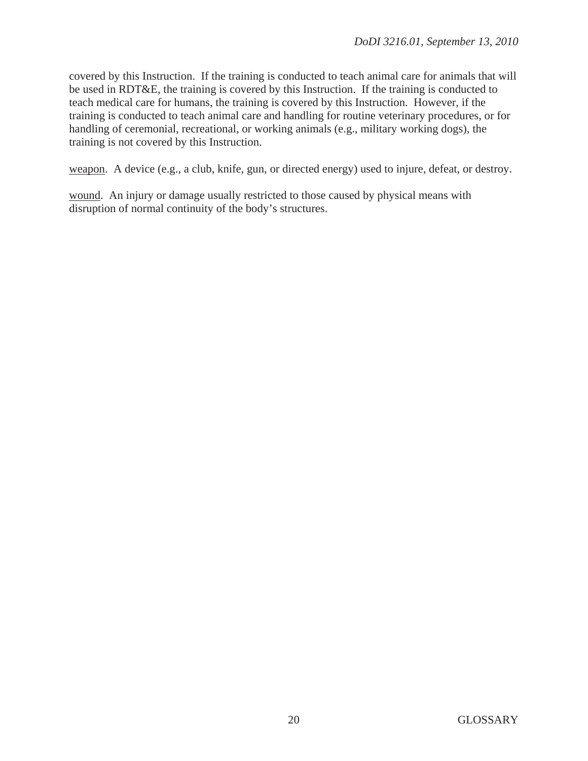covered by this Instruction. If the training is conducted to teach animal care for animals that will be used in RDT&E, the training is covered by this Instruction. If the training is conducted to teach medical care for humans, the training is covered by this Instruction. However, if the training is conducted to teach animal care and handling for routine veterinary procedures, or for handling of ceremonial, recreational, or working animals (e.g., military working dogs), the training is not covered by this Instruction.

<u>weapon</u>. A device (e.g., a club, knife, gun, or directed energy) used to injure, defeat, or destroy.

<u>wound</u>. An injury or damage usually restricted to those caused by physical means with disruption of normal continuity of the body's structures.